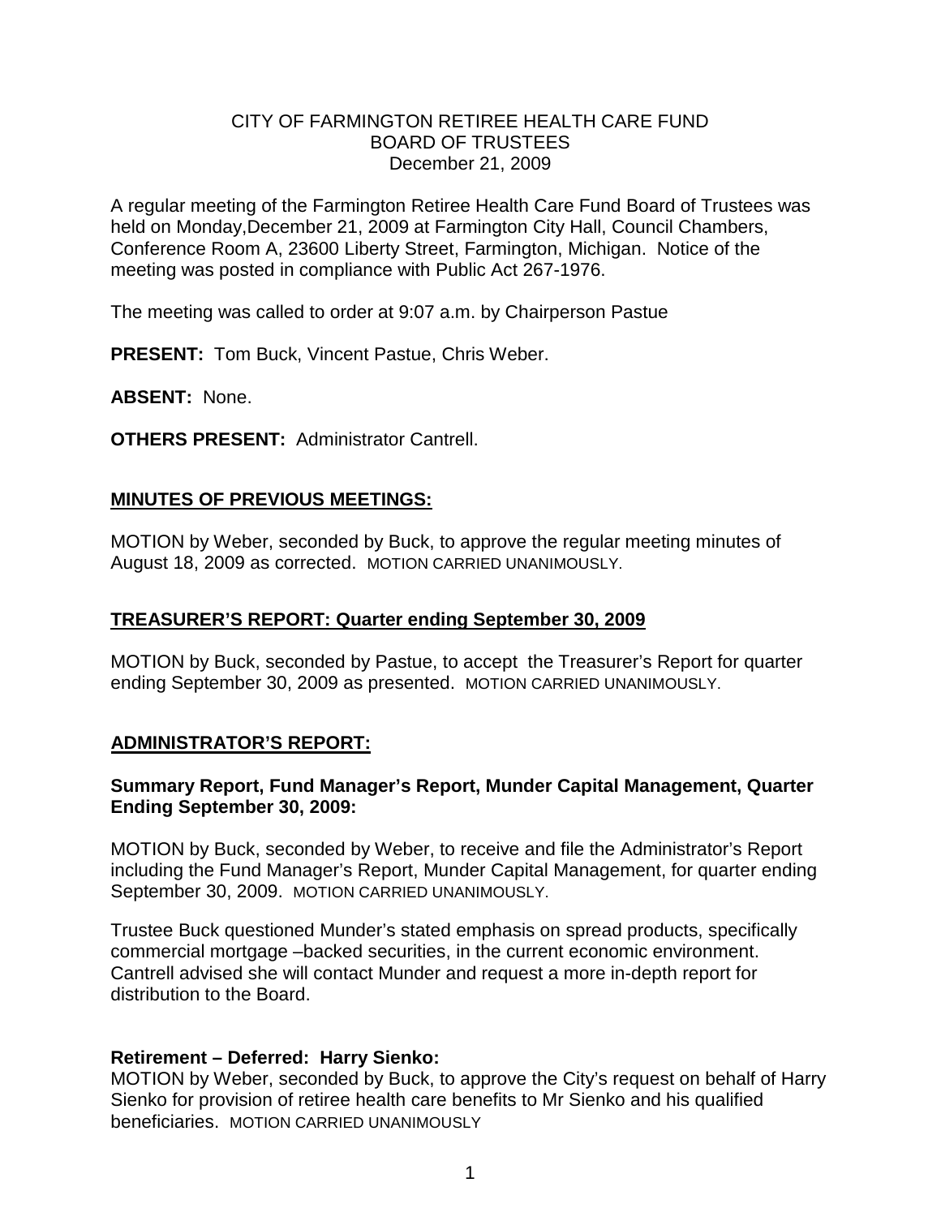# CITY OF FARMINGTON RETIREE HEALTH CARE FUND
## BOARD OF TRUSTEES
December 21, 2009

A regular meeting of the Farmington Retiree Health Care Fund Board of Trustees was held on Monday,December 21, 2009 at Farmington City Hall, Council Chambers, Conference Room A, 23600 Liberty Street, Farmington, Michigan. Notice of the meeting was posted in compliance with Public Act 267-1976.

The meeting was called to order at 9:07 a.m. by Chairperson Pastue

**PRESENT:** Tom Buck, Vincent Pastue, Chris Weber.

**ABSENT:** None.

**OTHERS PRESENT:** Administrator Cantrell.

## MINUTES OF PREVIOUS MEETINGS:

MOTION by Weber, seconded by Buck, to approve the regular meeting minutes of August 18, 2009 as corrected. MOTION CARRIED UNANIMOUSLY.

## TREASURER'S REPORT: Quarter ending September 30, 2009

MOTION by Buck, seconded by Pastue, to accept the Treasurer's Report for quarter ending September 30, 2009 as presented. MOTION CARRIED UNANIMOUSLY.

## ADMINISTRATOR'S REPORT:

### Summary Report, Fund Manager's Report, Munder Capital Management, Quarter Ending September 30, 2009:

MOTION by Buck, seconded by Weber, to receive and file the Administrator's Report including the Fund Manager's Report, Munder Capital Management, for quarter ending September 30, 2009. MOTION CARRIED UNANIMOUSLY.

Trustee Buck questioned Munder's stated emphasis on spread products, specifically commercial mortgage –backed securities, in the current economic environment. Cantrell advised she will contact Munder and request a more in-depth report for distribution to the Board.

### Retirement – Deferred: Harry Sienko:

MOTION by Weber, seconded by Buck, to approve the City's request on behalf of Harry Sienko for provision of retiree health care benefits to Mr Sienko and his qualified beneficiaries. MOTION CARRIED UNANIMOUSLY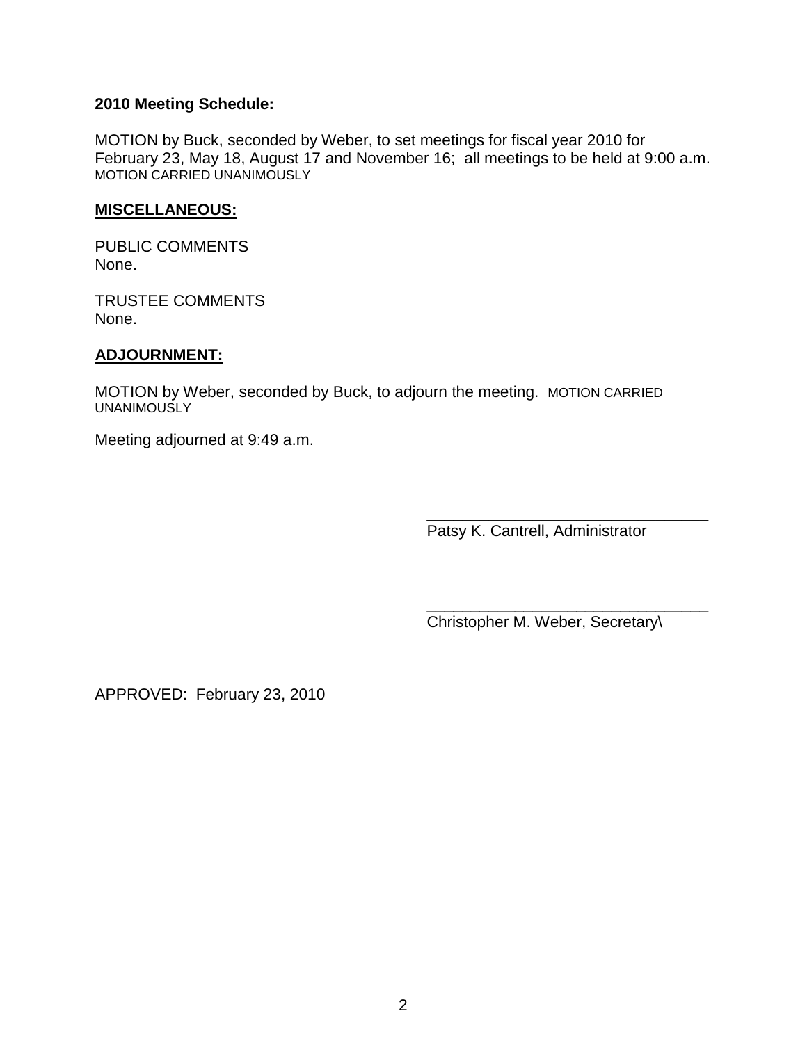**2010 Meeting Schedule:**

MOTION by Buck, seconded by Weber, to set meetings for fiscal year 2010 for February 23, May 18, August 17 and November 16; all meetings to be held at 9:00 a.m. MOTION CARRIED UNANIMOUSLY

**MISCELLANEOUS:**

PUBLIC COMMENTS
None.

TRUSTEE COMMENTS
None.

**ADJOURNMENT:**

MOTION by Weber, seconded by Buck, to adjourn the meeting. MOTION CARRIED UNANIMOUSLY

Meeting adjourned at 9:49 a.m.

________________________________
Patsy K. Cantrell, Administrator

________________________________
Christopher M. Weber, Secretary\

APPROVED: February 23, 2010